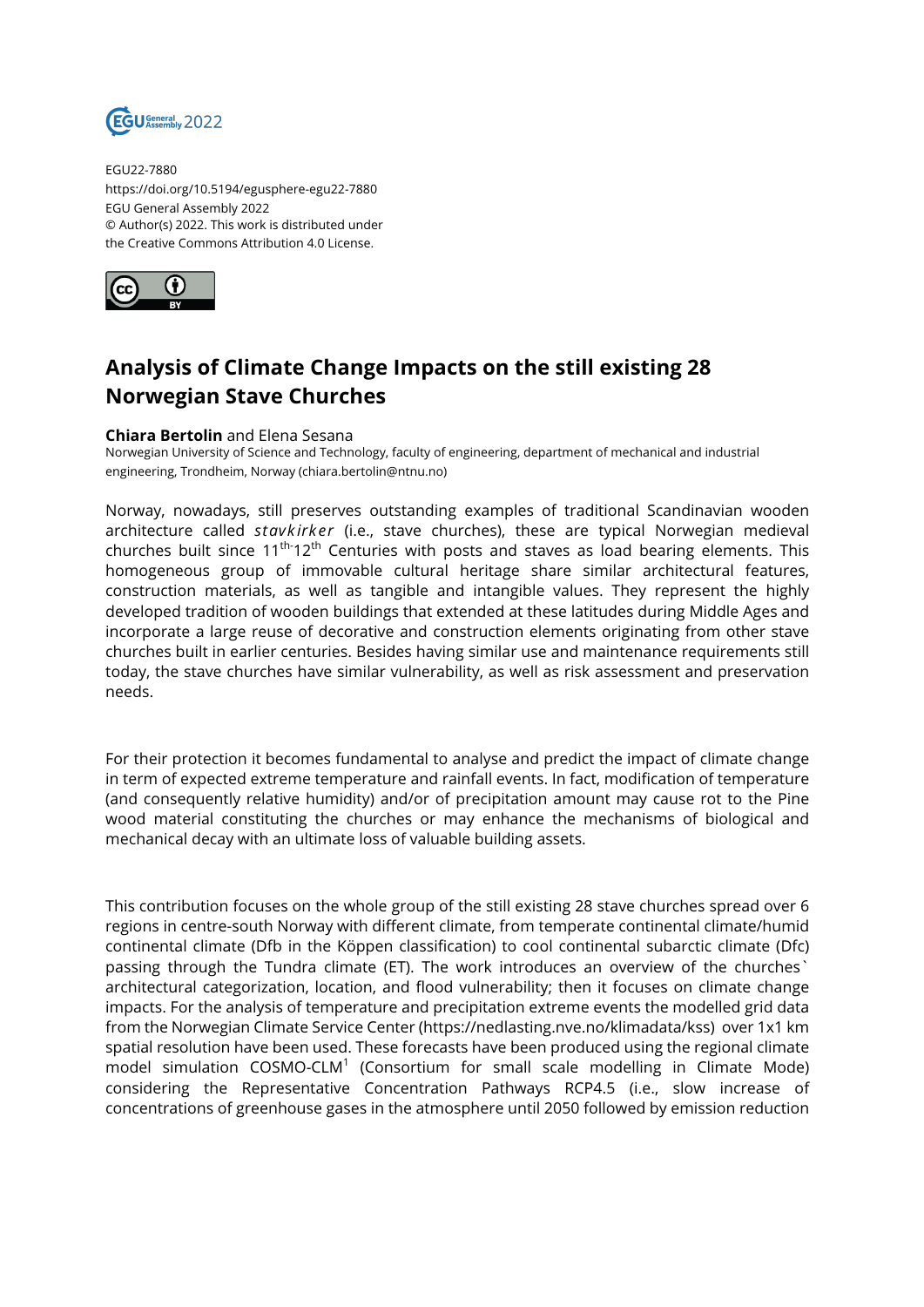EGU22-7880
https://doi.org/10.5194/egusphere-egu22-7880
EGU General Assembly 2022
© Author(s) 2022. This work is distributed under the Creative Commons Attribution 4.0 License.

# Analysis of Climate Change Impacts on the still existing 28 Norwegian Stave Churches

**Chiara Bertolin** and Elena Sesana
Norwegian University of Science and Technology, faculty of engineering, department of mechanical and industrial engineering, Trondheim, Norway (chiara.bertolin@ntnu.no)

Norway, nowadays, still preserves outstanding examples of traditional Scandinavian wooden architecture called *stavkirker* (i.e., stave churches), these are typical Norwegian medieval churches built since 11$^{th}$-12$^{th}$ Centuries with posts and staves as load bearing elements. This homogeneous group of immovable cultural heritage share similar architectural features, construction materials, as well as tangible and intangible values. They represent the highly developed tradition of wooden buildings that extended at these latitudes during Middle Ages and incorporate a large reuse of decorative and construction elements originating from other stave churches built in earlier centuries. Besides having similar use and maintenance requirements still today, the stave churches have similar vulnerability, as well as risk assessment and preservation needs.

For their protection it becomes fundamental to analyse and predict the impact of climate change in term of expected extreme temperature and rainfall events. In fact, modification of temperature (and consequently relative humidity) and/or of precipitation amount may cause rot to the Pine wood material constituting the churches or may enhance the mechanisms of biological and mechanical decay with an ultimate loss of valuable building assets.

This contribution focuses on the whole group of the still existing 28 stave churches spread over 6 regions in centre-south Norway with different climate, from temperate continental climate/humid continental climate (Dfb in the Köppen classification) to cool continental subarctic climate (Dfc) passing through the Tundra climate (ET). The work introduces an overview of the churches` architectural categorization, location, and flood vulnerability; then it focuses on climate change impacts. For the analysis of temperature and precipitation extreme events the modelled grid data from the Norwegian Climate Service Center (https://nedlasting.nve.no/klimadata/kss) over 1x1 km spatial resolution have been used. These forecasts have been produced using the regional climate model simulation COSMO-CLM[1] (Consortium for small scale modelling in Climate Mode) considering the Representative Concentration Pathways RCP4.5 (i.e., slow increase of concentrations of greenhouse gases in the atmosphere until 2050 followed by emission reduction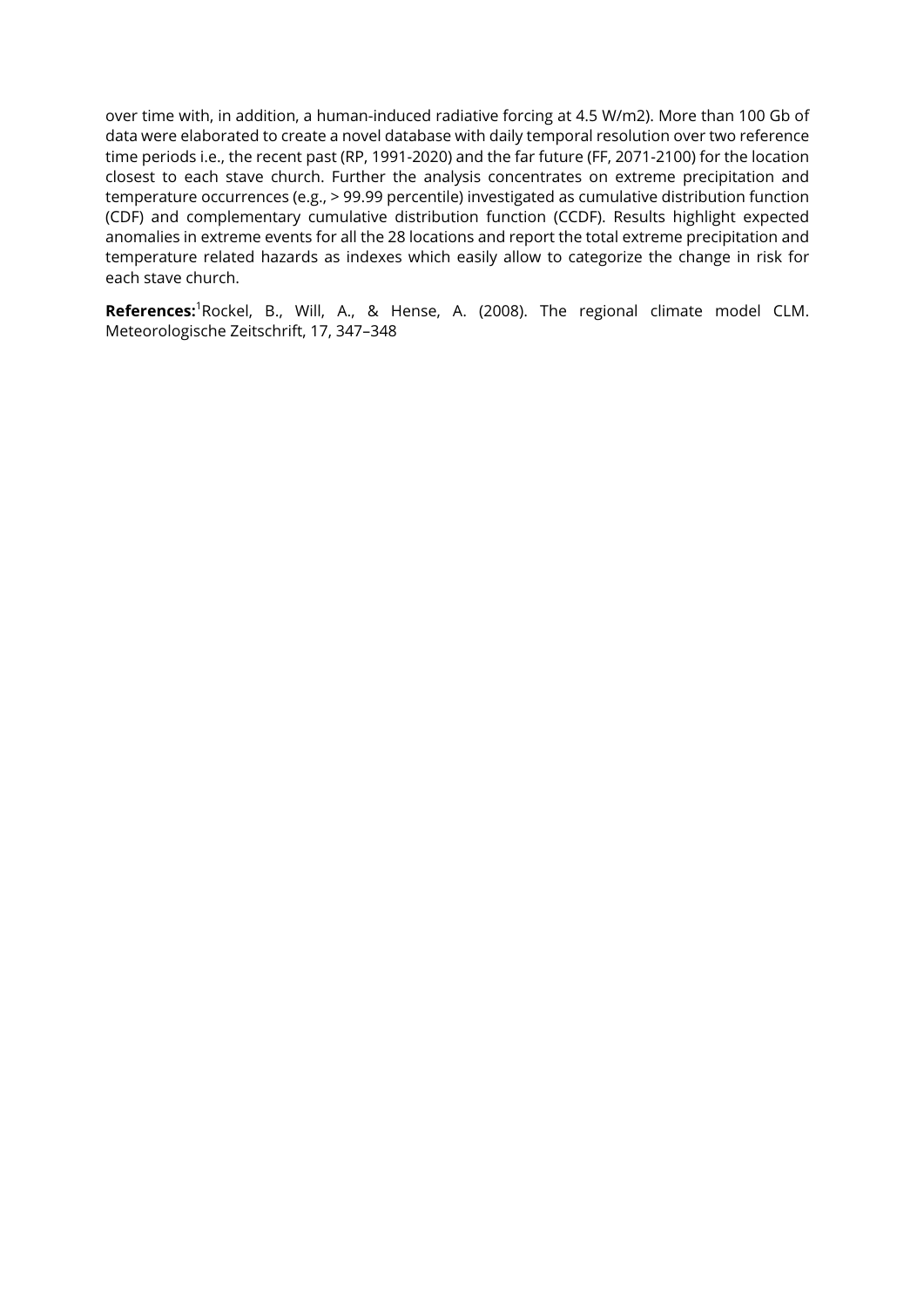over time with, in addition, a human-induced radiative forcing at 4.5 W/m2). More than 100 Gb of data were elaborated to create a novel database with daily temporal resolution over two reference time periods i.e., the recent past (RP, 1991-2020) and the far future (FF, 2071-2100) for the location closest to each stave church. Further the analysis concentrates on extreme precipitation and temperature occurrences (e.g., > 99.99 percentile) investigated as cumulative distribution function (CDF) and complementary cumulative distribution function (CCDF). Results highlight expected anomalies in extreme events for all the 28 locations and report the total extreme precipitation and temperature related hazards as indexes which easily allow to categorize the change in risk for each stave church.

**References:**[1]Rockel, B., Will, A., & Hense, A. (2008). The regional climate model CLM. Meteorologische Zeitschrift, 17, 347–348